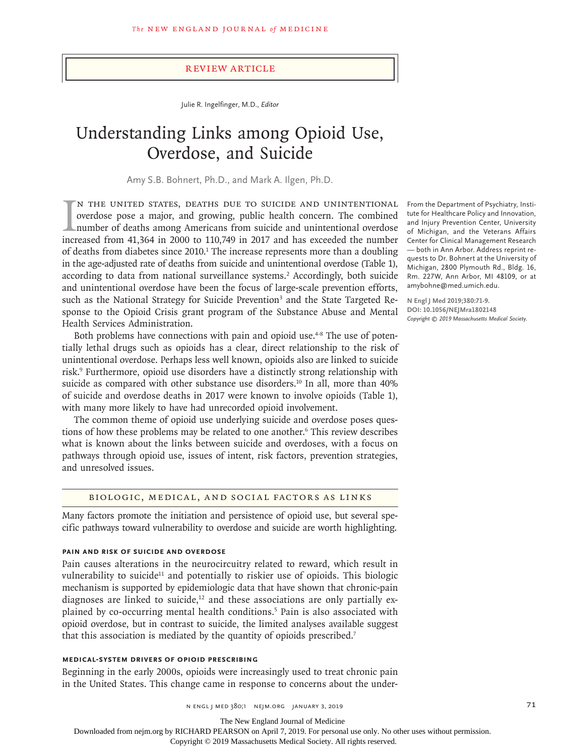Review Article

Julie R. Ingelfinger, M.D., *Editor*

# Understanding Links among Opioid Use, Overdose, and Suicide

Amy S.B. Bohnert, Ph.D., and Mark A. Ilgen, Ph.D.

From the Department of Psychiatry, Institute for Healthcare Policy and Innovation, and Injury Prevention Center, University of Michigan, and the Veterans Affairs Center for Clinical Management Research — both in Ann Arbor. Address reprint requests to Dr. Bohnert at the University of Michigan, 2800 Plymouth Rd., Bldg. 16, Rm. 227W, Ann Arbor, MI 48109, or at amybohne@med.umich.edu.

**N Engl J Med 2019;380:71-9.**
**DOI: 10.1056/NEJMra1802148**
*Copyright © 2019 Massachusetts Medical Society.*

In the United States, deaths due to suicide and unintentional overdose pose a major, and growing, public health concern. The combined number of deaths among Americans from suicide and unintentional overdose increased from 41,364 in 2000 to 110,749 in 2017 and has exceeded the number of deaths from diabetes since 2010.[1] The increase represents more than a doubling in the age-adjusted rate of deaths from suicide and unintentional overdose (Table 1), according to data from national surveillance systems.[2] Accordingly, both suicide and unintentional overdose have been the focus of large-scale prevention efforts, such as the National Strategy for Suicide Prevention[3] and the State Targeted Response to the Opioid Crisis grant program of the Substance Abuse and Mental Health Services Administration.

Both problems have connections with pain and opioid use.[4-8] The use of potentially lethal drugs such as opioids has a clear, direct relationship to the risk of unintentional overdose. Perhaps less well known, opioids also are linked to suicide risk.[9] Furthermore, opioid use disorders have a distinctly strong relationship with suicide as compared with other substance use disorders.[10] In all, more than 40% of suicide and overdose deaths in 2017 were known to involve opioids (Table 1), with many more likely to have had unrecorded opioid involvement.

The common theme of opioid use underlying suicide and overdose poses questions of how these problems may be related to one another.[6] This review describes what is known about the links between suicide and overdoses, with a focus on pathways through opioid use, issues of intent, risk factors, prevention strategies, and unresolved issues.

## Biologic, Medical, and Social Factors as Links

Many factors promote the initiation and persistence of opioid use, but several specific pathways toward vulnerability to overdose and suicide are worth highlighting.

### Pain and Risk of Suicide and Overdose

Pain causes alterations in the neurocircuitry related to reward, which result in vulnerability to suicide[11] and potentially to riskier use of opioids. This biologic mechanism is supported by epidemiologic data that have shown that chronic-pain diagnoses are linked to suicide,[12] and these associations are only partially explained by co-occurring mental health conditions.[5] Pain is also associated with opioid overdose, but in contrast to suicide, the limited analyses available suggest that this association is mediated by the quantity of opioids prescribed.[7]

### Medical-System Drivers of Opioid Prescribing

Beginning in the early 2000s, opioids were increasingly used to treat chronic pain in the United States. This change came in response to concerns about the under-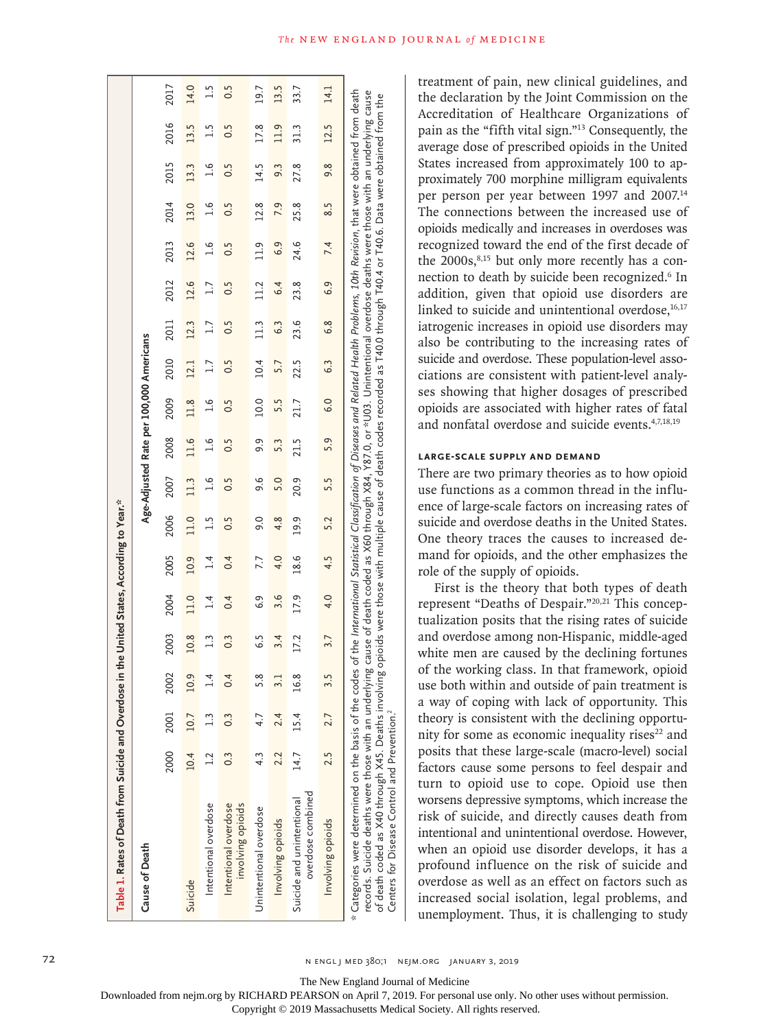**Table 1. Rates of Death from Suicide and Overdose in the United States, According to Year.***

| Cause of Death | Age-Adjusted Rate per 100,000 Americans | | | | | | | | | | | | | | | | | |
|---|---|---|---|---|---|---|---|---|---|---|---|---|---|---|---|---|---|---|
| | 2000 | 2001 | 2002 | 2003 | 2004 | 2005 | 2006 | 2007 | 2008 | 2009 | 2010 | 2011 | 2012 | 2013 | 2014 | 2015 | 2016 | 2017 |
| Suicide | 10.4 | 10.7 | 10.9 | 10.8 | 11.0 | 10.9 | 11.0 | 11.3 | 11.6 | 11.8 | 12.1 | 12.3 | 12.6 | 12.6 | 13.0 | 13.3 | 13.5 | 14.0 |
| Intentional overdose | 1.2 | 1.3 | 1.4 | 1.3 | 1.4 | 1.4 | 1.5 | 1.6 | 1.6 | 1.6 | 1.7 | 1.7 | 1.7 | 1.6 | 1.6 | 1.6 | 1.5 | 1.5 |
| Intentional overdose involving opioids | 0.3 | 0.3 | 0.4 | 0.3 | 0.4 | 0.4 | 0.5 | 0.5 | 0.5 | 0.5 | 0.5 | 0.5 | 0.5 | 0.5 | 0.5 | 0.5 | 0.5 | 0.5 |
| Unintentional overdose | 4.3 | 4.7 | 5.8 | 6.5 | 6.9 | 7.7 | 9.0 | 9.6 | 9.9 | 10.0 | 10.4 | 11.3 | 11.2 | 11.9 | 12.8 | 14.5 | 17.8 | 19.7 |
| Involving opioids | 2.2 | 2.4 | 3.1 | 3.4 | 3.6 | 4.0 | 4.8 | 5.0 | 5.3 | 5.5 | 5.7 | 6.3 | 6.4 | 6.9 | 7.9 | 9.3 | 11.9 | 13.5 |
| Suicide and unintentional overdose combined | 14.7 | 15.4 | 16.8 | 17.2 | 17.9 | 18.6 | 19.9 | 20.9 | 21.5 | 21.7 | 22.5 | 23.6 | 23.8 | 24.6 | 25.8 | 27.8 | 31.3 | 33.7 |
| Involving opioids | 2.5 | 2.7 | 3.5 | 3.7 | 4.0 | 4.5 | 5.2 | 5.5 | 5.9 | 6.0 | 6.3 | 6.8 | 6.9 | 7.4 | 8.5 | 9.8 | 12.5 | 14.1 |

\* Categories were determined on the basis of the codes of the *International Statistical Classification of Diseases and Related Health Problems, 10th Revision*, that were obtained from death records. Suicide deaths were those with an underlying cause of death coded as X60 through X84, Y87.0, or *U03. Unintentional overdose deaths were those with an underlying cause of death coded as X40 through X45. Deaths involving opioids were those with multiple cause of death codes recorded as T40.0 through T40.4 or T40.6. Data were obtained from the Centers for Disease Control and Prevention.[2]

treatment of pain, new clinical guidelines, and the declaration by the Joint Commission on the Accreditation of Healthcare Organizations of pain as the "fifth vital sign."[13] Consequently, the average dose of prescribed opioids in the United States increased from approximately 100 to approximately 700 morphine milligram equivalents per person per year between 1997 and 2007.[14] The connections between the increased use of opioids medically and increases in overdoses was recognized toward the end of the first decade of the 2000s,[8,15] but only more recently has a connection to death by suicide been recognized.[6] In addition, given that opioid use disorders are linked to suicide and unintentional overdose,[16,17] iatrogenic increases in opioid use disorders may also be contributing to the increasing rates of suicide and overdose. These population-level associations are consistent with patient-level analyses showing that higher dosages of prescribed opioids are associated with higher rates of fatal and nonfatal overdose and suicide events.[4,7,18,19]

### LARGE-SCALE SUPPLY AND DEMAND

There are two primary theories as to how opioid use functions as a common thread in the influence of large-scale factors on increasing rates of suicide and overdose deaths in the United States. One theory traces the causes to increased demand for opioids, and the other emphasizes the role of the supply of opioids.

First is the theory that both types of death represent "Deaths of Despair."[20,21] This conceptualization posits that the rising rates of suicide and overdose among non-Hispanic, middle-aged white men are caused by the declining fortunes of the working class. In that framework, opioid use both within and outside of pain treatment is a way of coping with lack of opportunity. This theory is consistent with the declining opportunity for some as economic inequality rises[22] and posits that these large-scale (macro-level) social factors cause some persons to feel despair and turn to opioid use to cope. Opioid use then worsens depressive symptoms, which increase the risk of suicide, and directly causes death from intentional and unintentional overdose. However, when an opioid use disorder develops, it has a profound influence on the risk of suicide and overdose as well as an effect on factors such as increased social isolation, legal problems, and unemployment. Thus, it is challenging to study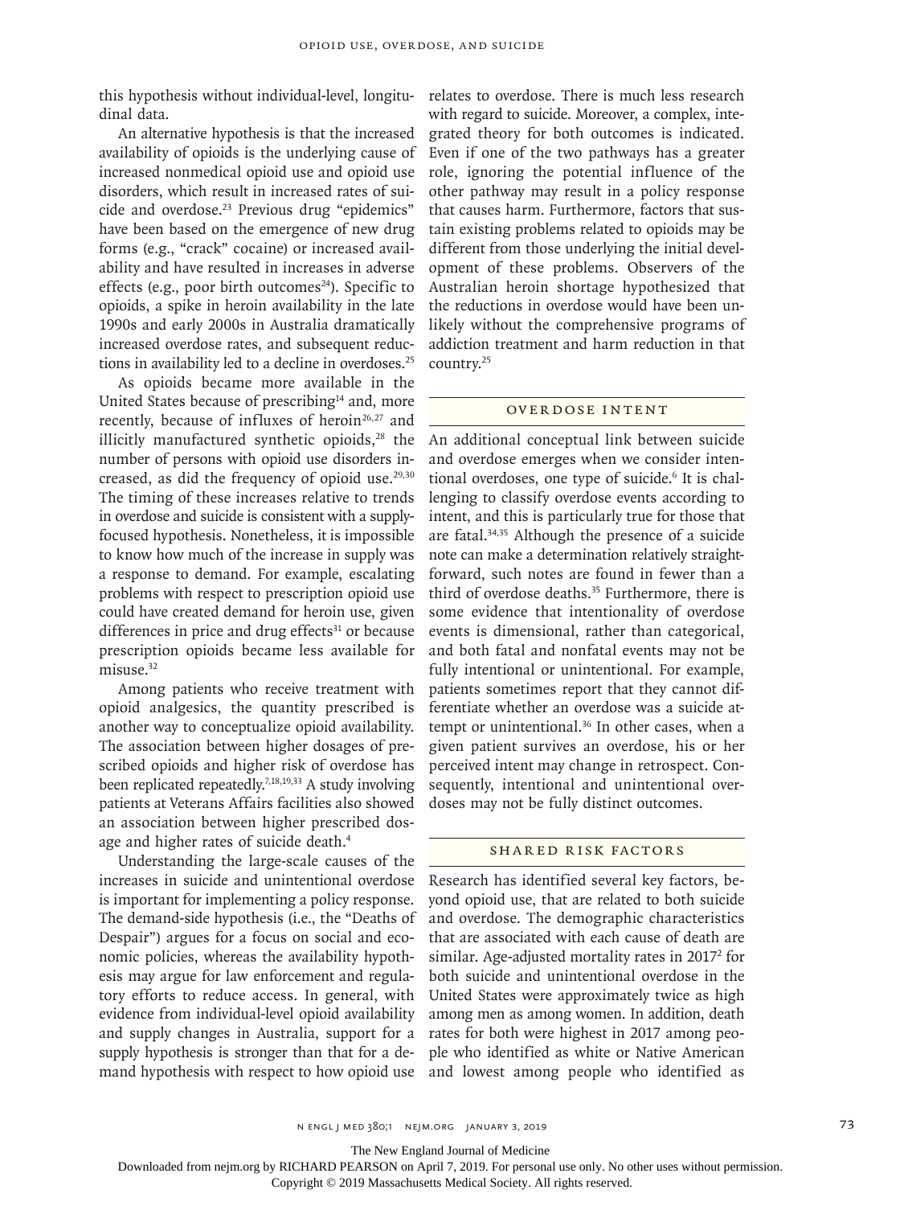this hypothesis without individual-level, longitudinal data.

An alternative hypothesis is that the increased availability of opioids is the underlying cause of increased nonmedical opioid use and opioid use disorders, which result in increased rates of suicide and overdose.[23] Previous drug "epidemics" have been based on the emergence of new drug forms (e.g., "crack" cocaine) or increased availability and have resulted in increases in adverse effects (e.g., poor birth outcomes[24]). Specific to opioids, a spike in heroin availability in the late 1990s and early 2000s in Australia dramatically increased overdose rates, and subsequent reductions in availability led to a decline in overdoses.[25]

As opioids became more available in the United States because of prescribing[14] and, more recently, because of influxes of heroin[26,27] and illicitly manufactured synthetic opioids,[28] the number of persons with opioid use disorders increased, as did the frequency of opioid use.[29,30] The timing of these increases relative to trends in overdose and suicide is consistent with a supply-focused hypothesis. Nonetheless, it is impossible to know how much of the increase in supply was a response to demand. For example, escalating problems with respect to prescription opioid use could have created demand for heroin use, given differences in price and drug effects[31] or because prescription opioids became less available for misuse.[32]

Among patients who receive treatment with opioid analgesics, the quantity prescribed is another way to conceptualize opioid availability. The association between higher dosages of prescribed opioids and higher risk of overdose has been replicated repeatedly.[7,18,19,33] A study involving patients at Veterans Affairs facilities also showed an association between higher prescribed dosage and higher rates of suicide death.[4]

Understanding the large-scale causes of the increases in suicide and unintentional overdose is important for implementing a policy response. The demand-side hypothesis (i.e., the "Deaths of Despair") argues for a focus on social and economic policies, whereas the availability hypothesis may argue for law enforcement and regulatory efforts to reduce access. In general, with evidence from individual-level opioid availability and supply changes in Australia, support for a supply hypothesis is stronger than that for a demand hypothesis with respect to how opioid use relates to overdose. There is much less research with regard to suicide. Moreover, a complex, integrated theory for both outcomes is indicated. Even if one of the two pathways has a greater role, ignoring the potential influence of the other pathway may result in a policy response that causes harm. Furthermore, factors that sustain existing problems related to opioids may be different from those underlying the initial development of these problems. Observers of the Australian heroin shortage hypothesized that the reductions in overdose would have been unlikely without the comprehensive programs of addiction treatment and harm reduction in that country.[25]

## OVERDOSE INTENT

An additional conceptual link between suicide and overdose emerges when we consider intentional overdoses, one type of suicide.[6] It is challenging to classify overdose events according to intent, and this is particularly true for those that are fatal.[34,35] Although the presence of a suicide note can make a determination relatively straightforward, such notes are found in fewer than a third of overdose deaths.[35] Furthermore, there is some evidence that intentionality of overdose events is dimensional, rather than categorical, and both fatal and nonfatal events may not be fully intentional or unintentional. For example, patients sometimes report that they cannot differentiate whether an overdose was a suicide attempt or unintentional.[36] In other cases, when a given patient survives an overdose, his or her perceived intent may change in retrospect. Consequently, intentional and unintentional overdoses may not be fully distinct outcomes.

## SHARED RISK FACTORS

Research has identified several key factors, beyond opioid use, that are related to both suicide and overdose. The demographic characteristics that are associated with each cause of death are similar. Age-adjusted mortality rates in 2017[2] for both suicide and unintentional overdose in the United States were approximately twice as high among men as among women. In addition, death rates for both were highest in 2017 among people who identified as white or Native American and lowest among people who identified as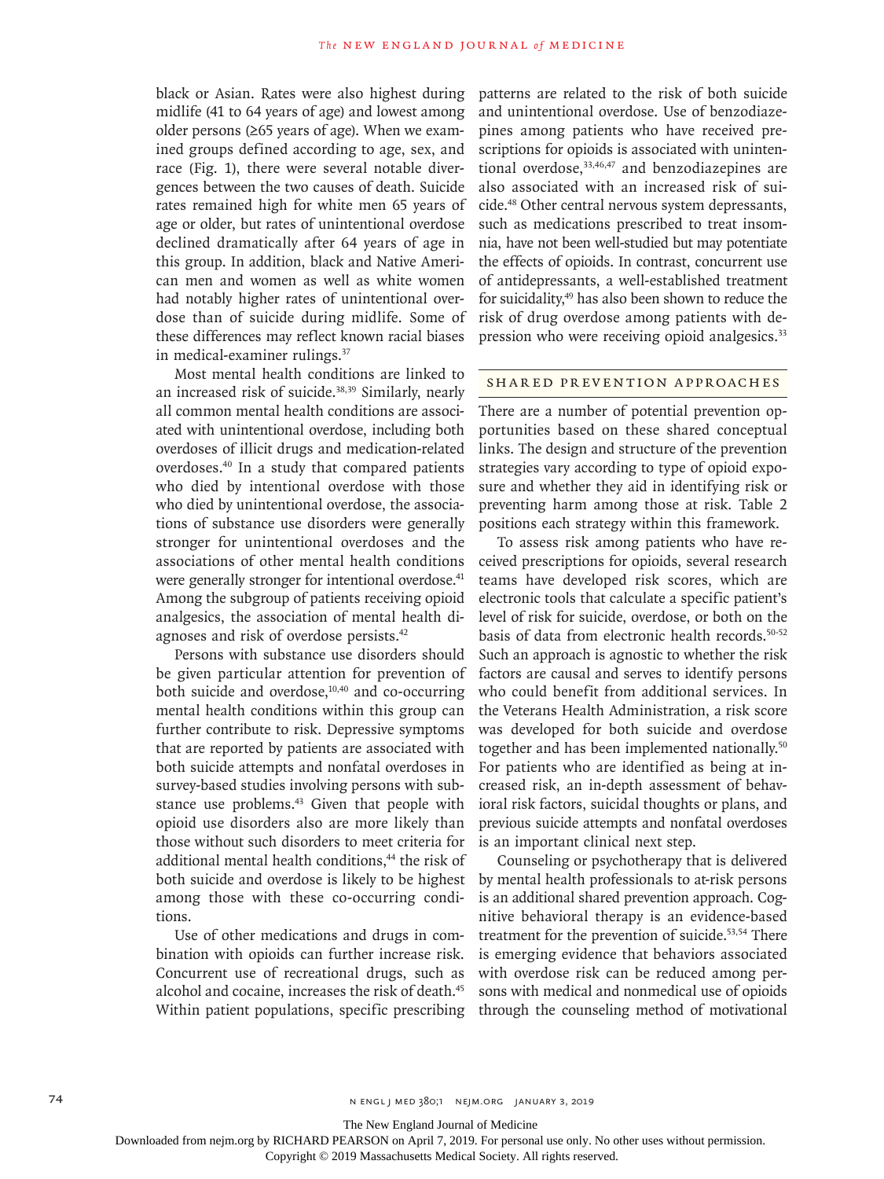black or Asian. Rates were also highest during midlife (41 to 64 years of age) and lowest among older persons (≥65 years of age). When we examined groups defined according to age, sex, and race (Fig. 1), there were several notable divergences between the two causes of death. Suicide rates remained high for white men 65 years of age or older, but rates of unintentional overdose declined dramatically after 64 years of age in this group. In addition, black and Native American men and women as well as white women had notably higher rates of unintentional overdose than of suicide during midlife. Some of these differences may reflect known racial biases in medical-examiner rulings.[37]

Most mental health conditions are linked to an increased risk of suicide.[38,39] Similarly, nearly all common mental health conditions are associated with unintentional overdose, including both overdoses of illicit drugs and medication-related overdoses.[40] In a study that compared patients who died by intentional overdose with those who died by unintentional overdose, the associations of substance use disorders were generally stronger for unintentional overdoses and the associations of other mental health conditions were generally stronger for intentional overdose.[41] Among the subgroup of patients receiving opioid analgesics, the association of mental health diagnoses and risk of overdose persists.[42]

Persons with substance use disorders should be given particular attention for prevention of both suicide and overdose,[10,40] and co-occurring mental health conditions within this group can further contribute to risk. Depressive symptoms that are reported by patients are associated with both suicide attempts and nonfatal overdoses in survey-based studies involving persons with substance use problems.[43] Given that people with opioid use disorders also are more likely than those without such disorders to meet criteria for additional mental health conditions,[44] the risk of both suicide and overdose is likely to be highest among those with these co-occurring conditions.

Use of other medications and drugs in combination with opioids can further increase risk. Concurrent use of recreational drugs, such as alcohol and cocaine, increases the risk of death.[45] Within patient populations, specific prescribing patterns are related to the risk of both suicide and unintentional overdose. Use of benzodiazepines among patients who have received prescriptions for opioids is associated with unintentional overdose,[33,46,47] and benzodiazepines are also associated with an increased risk of suicide.[48] Other central nervous system depressants, such as medications prescribed to treat insomnia, have not been well-studied but may potentiate the effects of opioids. In contrast, concurrent use of antidepressants, a well-established treatment for suicidality,[49] has also been shown to reduce the risk of drug overdose among patients with depression who were receiving opioid analgesics.[33]

## SHARED PREVENTION APPROACHES

There are a number of potential prevention opportunities based on these shared conceptual links. The design and structure of the prevention strategies vary according to type of opioid exposure and whether they aid in identifying risk or preventing harm among those at risk. Table 2 positions each strategy within this framework.

To assess risk among patients who have received prescriptions for opioids, several research teams have developed risk scores, which are electronic tools that calculate a specific patient's level of risk for suicide, overdose, or both on the basis of data from electronic health records.[50-52] Such an approach is agnostic to whether the risk factors are causal and serves to identify persons who could benefit from additional services. In the Veterans Health Administration, a risk score was developed for both suicide and overdose together and has been implemented nationally.[50] For patients who are identified as being at increased risk, an in-depth assessment of behavioral risk factors, suicidal thoughts or plans, and previous suicide attempts and nonfatal overdoses is an important clinical next step.

Counseling or psychotherapy that is delivered by mental health professionals to at-risk persons is an additional shared prevention approach. Cognitive behavioral therapy is an evidence-based treatment for the prevention of suicide.[53,54] There is emerging evidence that behaviors associated with overdose risk can be reduced among persons with medical and nonmedical use of opioids through the counseling method of motivational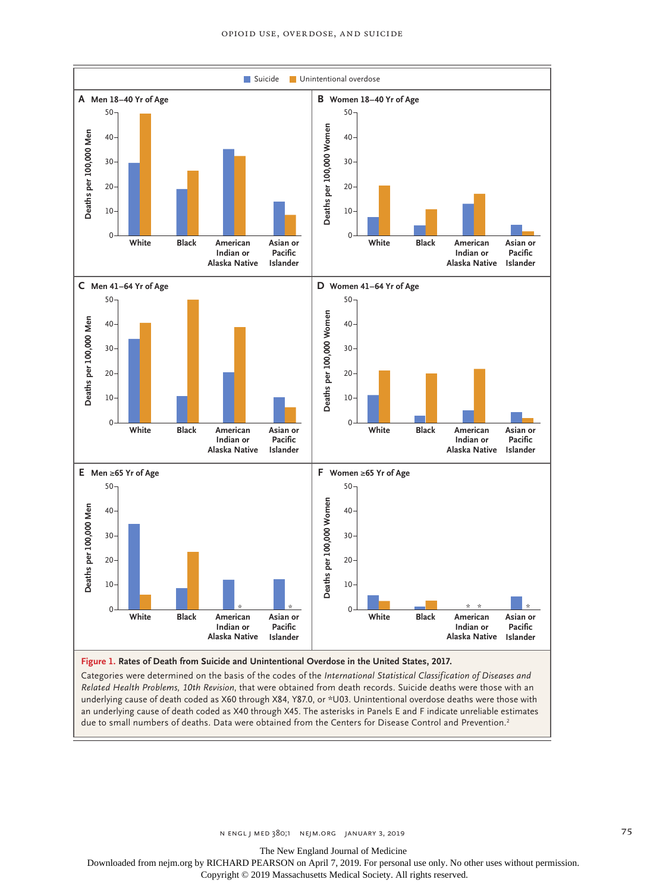Figure 1. Rates of Death from Suicide and Unintentional Overdose in the United States, 2017.

Categories were determined on the basis of the codes of the *International Statistical Classification of Diseases and Related Health Problems, 10th Revision*, that were obtained from death records. Suicide deaths were those with an underlying cause of death coded as X60 through X84, Y87.0, or *U03. Unintentional overdose deaths were those with an underlying cause of death coded as X40 through X45. The asterisks in Panels E and F indicate unreliable estimates due to small numbers of deaths. Data were obtained from the Centers for Disease Control and Prevention.[2]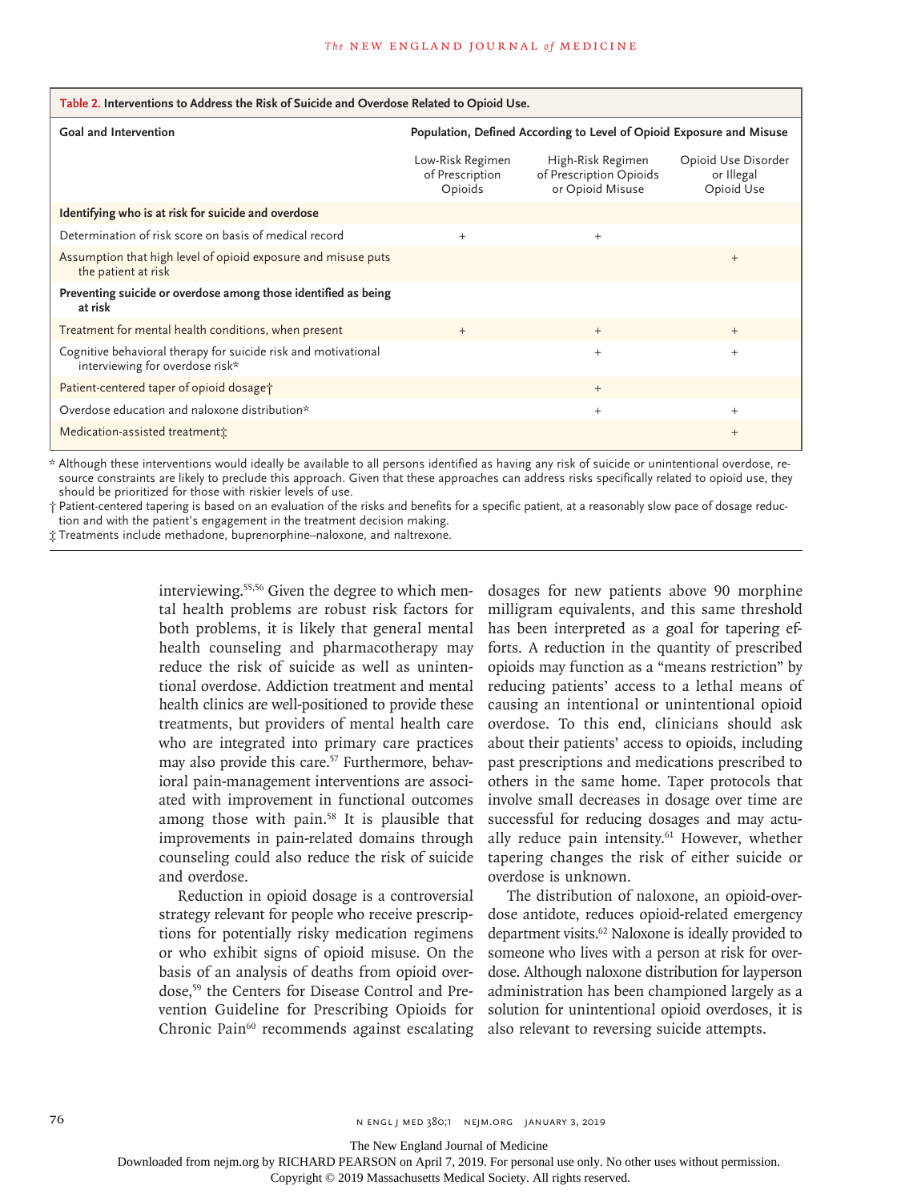**Table 2. Interventions to Address the Risk of Suicide and Overdose Related to Opioid Use.**

| Goal and Intervention | Population, Defined According to Level of Opioid Exposure and Misuse | | |
|---|---|---|---|
| | Low-Risk Regimen of Prescription Opioids | High-Risk Regimen of Prescription Opioids or Opioid Misuse | Opioid Use Disorder or Illegal Opioid Use |
| **Identifying who is at risk for suicide and overdose** | | | |
| Determination of risk score on basis of medical record | + | + | |
| Assumption that high level of opioid exposure and misuse puts the patient at risk | | | + |
| **Preventing suicide or overdose among those identified as being at risk** | | | |
| Treatment for mental health conditions, when present | + | + | + |
| Cognitive behavioral therapy for suicide risk and motivational interviewing for overdose risk* | | + | + |
| Patient-centered taper of opioid dosage† | | + | |
| Overdose education and naloxone distribution* | | + | + |
| Medication-assisted treatment‡ | | | + |

\* Although these interventions would ideally be available to all persons identified as having any risk of suicide or unintentional overdose, resource constraints are likely to preclude this approach. Given that these approaches can address risks specifically related to opioid use, they should be prioritized for those with riskier levels of use.

† Patient-centered tapering is based on an evaluation of the risks and benefits for a specific patient, at a reasonably slow pace of dosage reduction and with the patient's engagement in the treatment decision making.

‡ Treatments include methadone, buprenorphine–naloxone, and naltrexone.

interviewing.[55,56] Given the degree to which mental health problems are robust risk factors for both problems, it is likely that general mental health counseling and pharmacotherapy may reduce the risk of suicide as well as unintentional overdose. Addiction treatment and mental health clinics are well-positioned to provide these treatments, but providers of mental health care who are integrated into primary care practices may also provide this care.[57] Furthermore, behavioral pain-management interventions are associated with improvement in functional outcomes among those with pain.[58] It is plausible that improvements in pain-related domains through counseling could also reduce the risk of suicide and overdose.

Reduction in opioid dosage is a controversial strategy relevant for people who receive prescriptions for potentially risky medication regimens or who exhibit signs of opioid misuse. On the basis of an analysis of deaths from opioid overdose,[59] the Centers for Disease Control and Prevention Guideline for Prescribing Opioids for Chronic Pain[60] recommends against escalating dosages for new patients above 90 morphine milligram equivalents, and this same threshold has been interpreted as a goal for tapering efforts. A reduction in the quantity of prescribed opioids may function as a "means restriction" by reducing patients' access to a lethal means of causing an intentional or unintentional opioid overdose. To this end, clinicians should ask about their patients' access to opioids, including past prescriptions and medications prescribed to others in the same home. Taper protocols that involve small decreases in dosage over time are successful for reducing dosages and may actually reduce pain intensity.[61] However, whether tapering changes the risk of either suicide or overdose is unknown.

The distribution of naloxone, an opioid-overdose antidote, reduces opioid-related emergency department visits.[62] Naloxone is ideally provided to someone who lives with a person at risk for overdose. Although naloxone distribution for layperson administration has been championed largely as a solution for unintentional opioid overdoses, it is also relevant to reversing suicide attempts.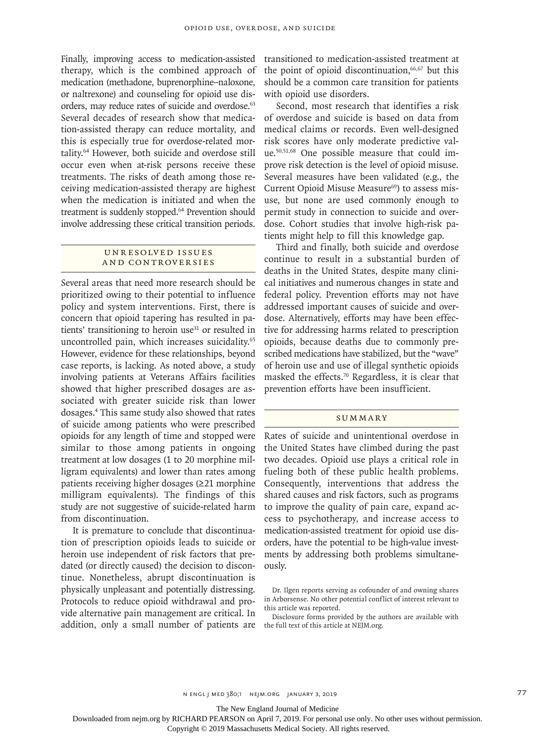Finally, improving access to medication-assisted therapy, which is the combined approach of medication (methadone, buprenorphine–naloxone, or naltrexone) and counseling for opioid use disorders, may reduce rates of suicide and overdose.[63] Several decades of research show that medication-assisted therapy can reduce mortality, and this is especially true for overdose-related mortality.[64] However, both suicide and overdose still occur even when at-risk persons receive these treatments. The risks of death among those receiving medication-assisted therapy are highest when the medication is initiated and when the treatment is suddenly stopped.[64] Prevention should involve addressing these critical transition periods.

## Unresolved Issues and Controversies

Several areas that need more research should be prioritized owing to their potential to influence policy and system interventions. First, there is concern that opioid tapering has resulted in patients' transitioning to heroin use[31] or resulted in uncontrolled pain, which increases suicidality.[65] However, evidence for these relationships, beyond case reports, is lacking. As noted above, a study involving patients at Veterans Affairs facilities showed that higher prescribed dosages are associated with greater suicide risk than lower dosages.[4] This same study also showed that rates of suicide among patients who were prescribed opioids for any length of time and stopped were similar to those among patients in ongoing treatment at low dosages (1 to 20 morphine milligram equivalents) and lower than rates among patients receiving higher dosages (≥21 morphine milligram equivalents). The findings of this study are not suggestive of suicide-related harm from discontinuation.

It is premature to conclude that discontinuation of prescription opioids leads to suicide or heroin use independent of risk factors that predated (or directly caused) the decision to discontinue. Nonetheless, abrupt discontinuation is physically unpleasant and potentially distressing. Protocols to reduce opioid withdrawal and provide alternative pain management are critical. In addition, only a small number of patients are transitioned to medication-assisted treatment at the point of opioid discontinuation,[66,67] but this should be a common care transition for patients with opioid use disorders.

Second, most research that identifies a risk of overdose and suicide is based on data from medical claims or records. Even well-designed risk scores have only moderate predictive value.[50,51,68] One possible measure that could improve risk detection is the level of opioid misuse. Several measures have been validated (e.g., the Current Opioid Misuse Measure[69]) to assess misuse, but none are used commonly enough to permit study in connection to suicide and overdose. Cohort studies that involve high-risk patients might help to fill this knowledge gap.

Third and finally, both suicide and overdose continue to result in a substantial burden of deaths in the United States, despite many clinical initiatives and numerous changes in state and federal policy. Prevention efforts may not have addressed important causes of suicide and overdose. Alternatively, efforts may have been effective for addressing harms related to prescription opioids, because deaths due to commonly prescribed medications have stabilized, but the "wave" of heroin use and use of illegal synthetic opioids masked the effects.[70] Regardless, it is clear that prevention efforts have been insufficient.

## Summary

Rates of suicide and unintentional overdose in the United States have climbed during the past two decades. Opioid use plays a critical role in fueling both of these public health problems. Consequently, interventions that address the shared causes and risk factors, such as programs to improve the quality of pain care, expand access to psychotherapy, and increase access to medication-assisted treatment for opioid use disorders, have the potential to be high-value investments by addressing both problems simultaneously.

Dr. Ilgen reports serving as cofounder of and owning shares in Arborsense. No other potential conflict of interest relevant to this article was reported.

Disclosure forms provided by the authors are available with the full text of this article at NEJM.org.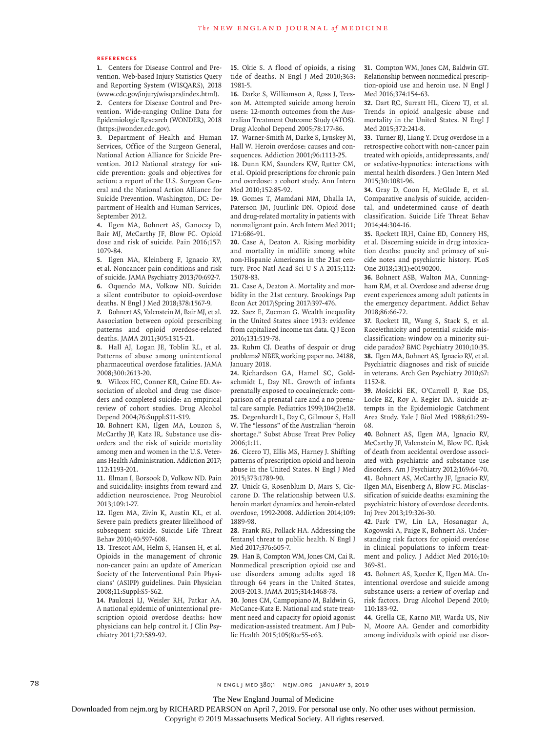## References

1. Centers for Disease Control and Prevention. Web-based Injury Statistics Query and Reporting System (WISQARS), 2018 (www.cdc.gov/injury/wisqars/index.html).

2. Centers for Disease Control and Prevention. Wide-ranging Online Data for Epidemiologic Research (WONDER), 2018 (https://wonder.cdc.gov).

3. Department of Health and Human Services, Office of the Surgeon General, National Action Alliance for Suicide Prevention. 2012 National strategy for suicide prevention: goals and objectives for action: a report of the U.S. Surgeon General and the National Action Alliance for Suicide Prevention. Washington, DC: Department of Health and Human Services, September 2012.

4. Ilgen MA, Bohnert AS, Ganoczy D, Bair MJ, McCarthy JF, Blow FC. Opioid dose and risk of suicide. Pain 2016;157:1079-84.

5. Ilgen MA, Kleinberg F, Ignacio RV, et al. Noncancer pain conditions and risk of suicide. JAMA Psychiatry 2013;70:692-7.

6. Oquendo MA, Volkow ND. Suicide: a silent contributor to opioid-overdose deaths. N Engl J Med 2018;378:1567-9.

7. Bohnert AS, Valenstein M, Bair MJ, et al. Association between opioid prescribing patterns and opioid overdose-related deaths. JAMA 2011;305:1315-21.

8. Hall AJ, Logan JE, Toblin RL, et al. Patterns of abuse among unintentional pharmaceutical overdose fatalities. JAMA 2008;300:2613-20.

9. Wilcox HC, Conner KR, Caine ED. Association of alcohol and drug use disorders and completed suicide: an empirical review of cohort studies. Drug Alcohol Depend 2004;76:Suppl:S11-S19.

10. Bohnert KM, Ilgen MA, Louzon S, McCarthy JF, Katz IR. Substance use disorders and the risk of suicide mortality among men and women in the U.S. Veterans Health Administration. Addiction 2017;112:1193-201.

11. Elman I, Borsook D, Volkow ND. Pain and suicidality: insights from reward and addiction neuroscience. Prog Neurobiol 2013;109:1-27.

12. Ilgen MA, Zivin K, Austin KL, et al. Severe pain predicts greater likelihood of subsequent suicide. Suicide Life Threat Behav 2010;40:597-608.

13. Trescot AM, Helm S, Hansen H, et al. Opioids in the management of chronic non-cancer pain: an update of American Society of the Interventional Pain Physicians' (ASIPP) guidelines. Pain Physician 2008;11:Suppl:S5-S62.

14. Paulozzi LJ, Weisler RH, Patkar AA. A national epidemic of unintentional prescription opioid overdose deaths: how physicians can help control it. J Clin Psychiatry 2011;72:589-92.

15. Okie S. A flood of opioids, a rising tide of deaths. N Engl J Med 2010;363:1981-5.

16. Darke S, Williamson A, Ross J, Teesson M. Attempted suicide among heroin users: 12-month outcomes from the Australian Treatment Outcome Study (ATOS). Drug Alcohol Depend 2005;78:177-86.

17. Warner-Smith M, Darke S, Lynskey M, Hall W. Heroin overdose: causes and consequences. Addiction 2001;96:1113-25.

18. Dunn KM, Saunders KW, Rutter CM, et al. Opioid prescriptions for chronic pain and overdose: a cohort study. Ann Intern Med 2010;152:85-92.

19. Gomes T, Mamdani MM, Dhalla IA, Paterson JM, Juurlink DN. Opioid dose and drug-related mortality in patients with nonmalignant pain. Arch Intern Med 2011;171:686-91.

20. Case A, Deaton A. Rising morbidity and mortality in midlife among white non-Hispanic Americans in the 21st century. Proc Natl Acad Sci U S A 2015;112:15078-83.

21. Case A, Deaton A. Mortality and morbidity in the 21st century. Brookings Pap Econ Act 2017;Spring 2017:397-476.

22. Saez E, Zucman G. Wealth inequality in the United States since 1913: evidence from capitalized income tax data. Q J Econ 2016;131:519-78.

23. Ruhm CJ. Deaths of despair or drug problems? NBER working paper no. 24188, January 2018.

24. Richardson GA, Hamel SC, Goldschmidt L, Day NL. Growth of infants prenatally exposed to cocaine/crack: comparison of a prenatal care and a no prenatal care sample. Pediatrics 1999;104(2):e18.

25. Degenhardt L, Day C, Gilmour S, Hall W. The "lessons" of the Australian "heroin shortage." Subst Abuse Treat Prev Policy 2006;1:11.

26. Cicero TJ, Ellis MS, Harney J. Shifting patterns of prescription opioid and heroin abuse in the United States. N Engl J Med 2015;373:1789-90.

27. Unick G, Rosenblum D, Mars S, Ciccarone D. The relationship between U.S. heroin market dynamics and heroin-related overdose, 1992-2008. Addiction 2014;109:1889-98.

28. Frank RG, Pollack HA. Addressing the fentanyl threat to public health. N Engl J Med 2017;376:605-7.

29. Han B, Compton WM, Jones CM, Cai R. Nonmedical prescription opioid use and use disorders among adults aged 18 through 64 years in the United States, 2003-2013. JAMA 2015;314:1468-78.

30. Jones CM, Campopiano M, Baldwin G, McCance-Katz E. National and state treatment need and capacity for opioid agonist medication-assisted treatment. Am J Public Health 2015;105(8):e55-e63.

31. Compton WM, Jones CM, Baldwin GT. Relationship between nonmedical prescription-opioid use and heroin use. N Engl J Med 2016;374:154-63.

32. Dart RC, Surratt HL, Cicero TJ, et al. Trends in opioid analgesic abuse and mortality in the United States. N Engl J Med 2015;372:241-8.

33. Turner BJ, Liang Y. Drug overdose in a retrospective cohort with non-cancer pain treated with opioids, antidepressants, and/or sedative-hypnotics: interactions with mental health disorders. J Gen Intern Med 2015;30:1081-96.

34. Gray D, Coon H, McGlade E, et al. Comparative analysis of suicide, accidental, and undetermined cause of death classification. Suicide Life Threat Behav 2014;44:304-16.

35. Rockett IRH, Caine ED, Connery HS, et al. Discerning suicide in drug intoxication deaths: paucity and primacy of suicide notes and psychiatric history. PLoS One 2018;13(1):e0190200.

36. Bohnert ASB, Walton MA, Cunningham RM, et al. Overdose and adverse drug event experiences among adult patients in the emergency department. Addict Behav 2018;86:66-72.

37. Rockett IR, Wang S, Stack S, et al. Race/ethnicity and potential suicide misclassification: window on a minority suicide paradox? BMC Psychiatry 2010;10:35.

38. Ilgen MA, Bohnert AS, Ignacio RV, et al. Psychiatric diagnoses and risk of suicide in veterans. Arch Gen Psychiatry 2010;67:1152-8.

39. Mościcki EK, O'Carroll P, Rae DS, Locke BZ, Roy A, Regier DA. Suicide attempts in the Epidemiologic Catchment Area Study. Yale J Biol Med 1988;61:259-68.

40. Bohnert AS, Ilgen MA, Ignacio RV, McCarthy JF, Valenstein M, Blow FC. Risk of death from accidental overdose associated with psychiatric and substance use disorders. Am J Psychiatry 2012;169:64-70.

41. Bohnert AS, McCarthy JF, Ignacio RV, Ilgen MA, Eisenberg A, Blow FC. Misclassification of suicide deaths: examining the psychiatric history of overdose decedents. Inj Prev 2013;19:326-30.

42. Park TW, Lin LA, Hosanagar A, Kogowski A, Paige K, Bohnert AS. Understanding risk factors for opioid overdose in clinical populations to inform treatment and policy. J Addict Med 2016;10:369-81.

43. Bohnert AS, Roeder K, Ilgen MA. Unintentional overdose and suicide among substance users: a review of overlap and risk factors. Drug Alcohol Depend 2010;110:183-92.

44. Grella CE, Karno MP, Warda US, Niv N, Moore AA. Gender and comorbidity among individuals with opioid use disor-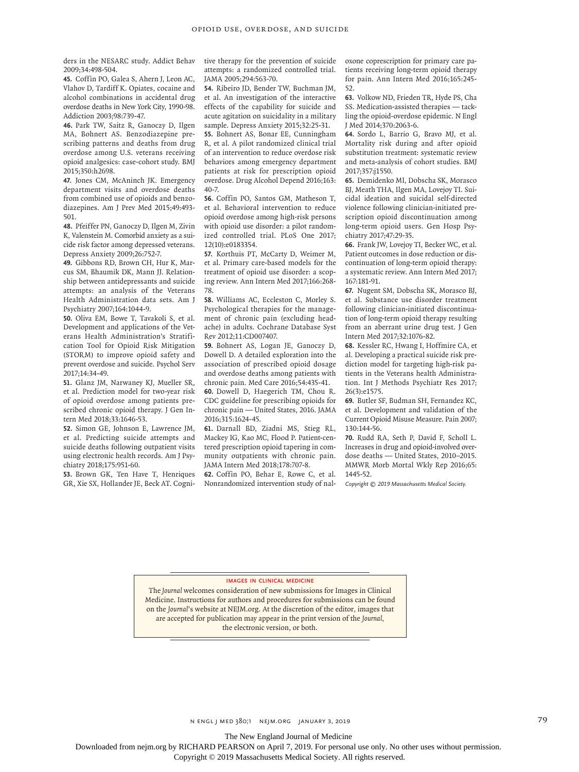ders in the NESARC study. Addict Behav 2009;34:498-504.

**45.** Coffin PO, Galea S, Ahern J, Leon AC, Vlahov D, Tardiff K. Opiates, cocaine and alcohol combinations in accidental drug overdose deaths in New York City, 1990-98. Addiction 2003;98:739-47.

**46.** Park TW, Saitz R, Ganoczy D, Ilgen MA, Bohnert AS. Benzodiazepine prescribing patterns and deaths from drug overdose among U.S. veterans receiving opioid analgesics: case-cohort study. BMJ 2015;350:h2698.

**47.** Jones CM, McAninch JK. Emergency department visits and overdose deaths from combined use of opioids and benzodiazepines. Am J Prev Med 2015;49:493-501.

**48.** Pfeiffer PN, Ganoczy D, Ilgen M, Zivin K, Valenstein M. Comorbid anxiety as a suicide risk factor among depressed veterans. Depress Anxiety 2009;26:752-7.

**49.** Gibbons RD, Brown CH, Hur K, Marcus SM, Bhaumik DK, Mann JJ. Relationship between antidepressants and suicide attempts: an analysis of the Veterans Health Administration data sets. Am J Psychiatry 2007;164:1044-9.

**50.** Oliva EM, Bowe T, Tavakoli S, et al. Development and applications of the Veterans Health Administration's Stratification Tool for Opioid Risk Mitigation (STORM) to improve opioid safety and prevent overdose and suicide. Psychol Serv 2017;14:34-49.

**51.** Glanz JM, Narwaney KJ, Mueller SR, et al. Prediction model for two-year risk of opioid overdose among patients prescribed chronic opioid therapy. J Gen Intern Med 2018;33:1646-53.

**52.** Simon GE, Johnson E, Lawrence JM, et al. Predicting suicide attempts and suicide deaths following outpatient visits using electronic health records. Am J Psychiatry 2018;175:951-60.

**53.** Brown GK, Ten Have T, Henriques GR, Xie SX, Hollander JE, Beck AT. Cognitive therapy for the prevention of suicide attempts: a randomized controlled trial. JAMA 2005;294:563-70.

**54.** Ribeiro JD, Bender TW, Buchman JM, et al. An investigation of the interactive effects of the capability for suicide and acute agitation on suicidality in a military sample. Depress Anxiety 2015;32:25-31.

**55.** Bohnert AS, Bonar EE, Cunningham R, et al. A pilot randomized clinical trial of an intervention to reduce overdose risk behaviors among emergency department patients at risk for prescription opioid overdose. Drug Alcohol Depend 2016;163:40-7.

**56.** Coffin PO, Santos GM, Matheson T, et al. Behavioral intervention to reduce opioid overdose among high-risk persons with opioid use disorder: a pilot randomized controlled trial. PLoS One 2017;12(10):e0183354.

**57.** Korthuis PT, McCarty D, Weimer M, et al. Primary care-based models for the treatment of opioid use disorder: a scoping review. Ann Intern Med 2017;166:268-78.

**58.** Williams AC, Eccleston C, Morley S. Psychological therapies for the management of chronic pain (excluding headache) in adults. Cochrane Database Syst Rev 2012;11:CD007407.

**59.** Bohnert AS, Logan JE, Ganoczy D, Dowell D. A detailed exploration into the association of prescribed opioid dosage and overdose deaths among patients with chronic pain. Med Care 2016;54:435-41.

**60.** Dowell D, Haegerich TM, Chou R. CDC guideline for prescribing opioids for chronic pain — United States, 2016. JAMA 2016;315:1624-45.

**61.** Darnall BD, Ziadni MS, Stieg RL, Mackey IG, Kao MC, Flood P. Patient-centered prescription opioid tapering in community outpatients with chronic pain. JAMA Intern Med 2018;178:707-8.

**62.** Coffin PO, Behar E, Rowe C, et al. Nonrandomized intervention study of naloxone coprescription for primary care patients receiving long-term opioid therapy for pain. Ann Intern Med 2016;165:245-52.

**63.** Volkow ND, Frieden TR, Hyde PS, Cha SS. Medication-assisted therapies — tackling the opioid-overdose epidemic. N Engl J Med 2014;370:2063-6.

**64.** Sordo L, Barrio G, Bravo MJ, et al. Mortality risk during and after opioid substitution treatment: systematic review and meta-analysis of cohort studies. BMJ 2017;357:j1550.

**65.** Demidenko MI, Dobscha SK, Morasco BJ, Meath THA, Ilgen MA, Lovejoy TI. Suicidal ideation and suicidal self-directed violence following clinician-initiated prescription opioid discontinuation among long-term opioid users. Gen Hosp Psychiatry 2017;47:29-35.

**66.** Frank JW, Lovejoy TI, Becker WC, et al. Patient outcomes in dose reduction or discontinuation of long-term opioid therapy: a systematic review. Ann Intern Med 2017;167:181-91.

**67.** Nugent SM, Dobscha SK, Morasco BJ, et al. Substance use disorder treatment following clinician-initiated discontinuation of long-term opioid therapy resulting from an aberrant urine drug test. J Gen Intern Med 2017;32:1076-82.

**68.** Kessler RC, Hwang I, Hoffmire CA, et al. Developing a practical suicide risk prediction model for targeting high-risk patients in the Veterans health Administration. Int J Methods Psychiatr Res 2017;26(3):e1575.

**69.** Butler SF, Budman SH, Fernandez KC, et al. Development and validation of the Current Opioid Misuse Measure. Pain 2007;130:144-56.

**70.** Rudd RA, Seth P, David F, Scholl L. Increases in drug and opioid-involved overdose deaths — United States, 2010–2015. MMWR Morb Mortal Wkly Rep 2016;65:1445-52.

*Copyright © 2019 Massachusetts Medical Society.*

**IMAGES IN CLINICAL MEDICINE**

The *Journal* welcomes consideration of new submissions for Images in Clinical Medicine. Instructions for authors and procedures for submissions can be found on the *Journal*'s website at NEJM.org. At the discretion of the editor, images that are accepted for publication may appear in the print version of the *Journal*, the electronic version, or both.